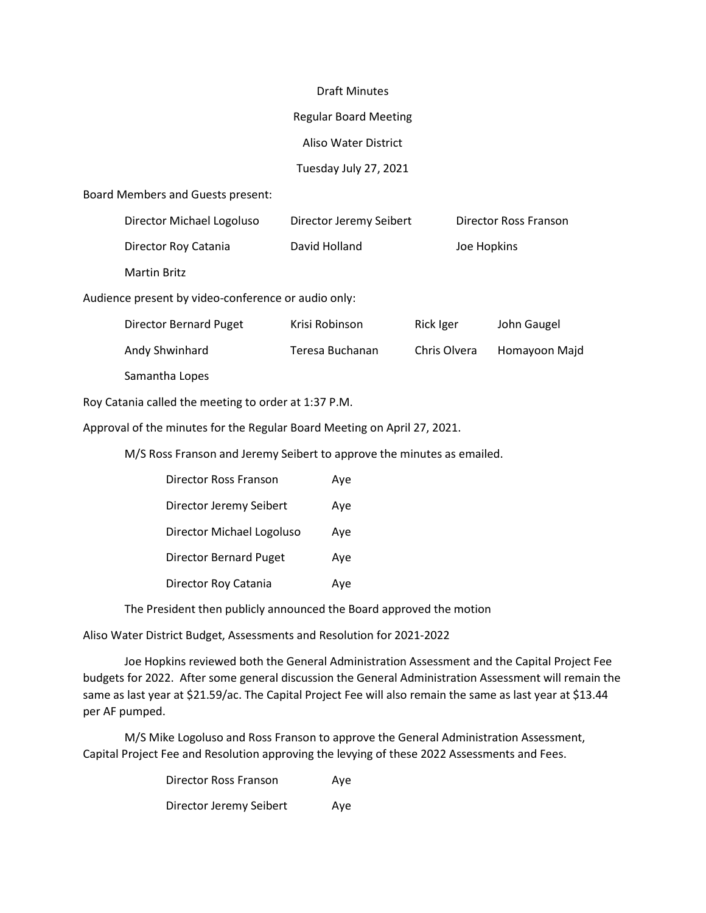Draft Minutes

Regular Board Meeting

Aliso Water District

Tuesday July 27, 2021

Board Members and Guests present:

| | | |
|---|---|---|
| Director Michael Logoluso | Director Jeremy Seibert | Director Ross Franson |
| Director Roy Catania | David Holland | Joe Hopkins |
| Martin Britz | | |

Audience present by video-conference or audio only:

| | | | |
|---|---|---|---|
| Director Bernard Puget | Krisi Robinson | Rick Iger | John Gaugel |
| Andy Shwinhard | Teresa Buchanan | Chris Olvera | Homayoon Majd |
| Samantha Lopes | | | |

Roy Catania called the meeting to order at 1:37 P.M.

Approval of the minutes for the Regular Board Meeting on April 27, 2021.

M/S Ross Franson and Jeremy Seibert to approve the minutes as emailed.

| | |
|---|---|
| Director Ross Franson | Aye |
| Director Jeremy Seibert | Aye |
| Director Michael Logoluso | Aye |
| Director Bernard Puget | Aye |
| Director Roy Catania | Aye |

The President then publicly announced the Board approved the motion

Aliso Water District Budget, Assessments and Resolution for 2021-2022

Joe Hopkins reviewed both the General Administration Assessment and the Capital Project Fee budgets for 2022. After some general discussion the General Administration Assessment will remain the same as last year at $21.59/ac. The Capital Project Fee will also remain the same as last year at $13.44 per AF pumped.

M/S Mike Logoluso and Ross Franson to approve the General Administration Assessment, Capital Project Fee and Resolution approving the levying of these 2022 Assessments and Fees.

| | |
|---|---|
| Director Ross Franson | Aye |
| Director Jeremy Seibert | Aye |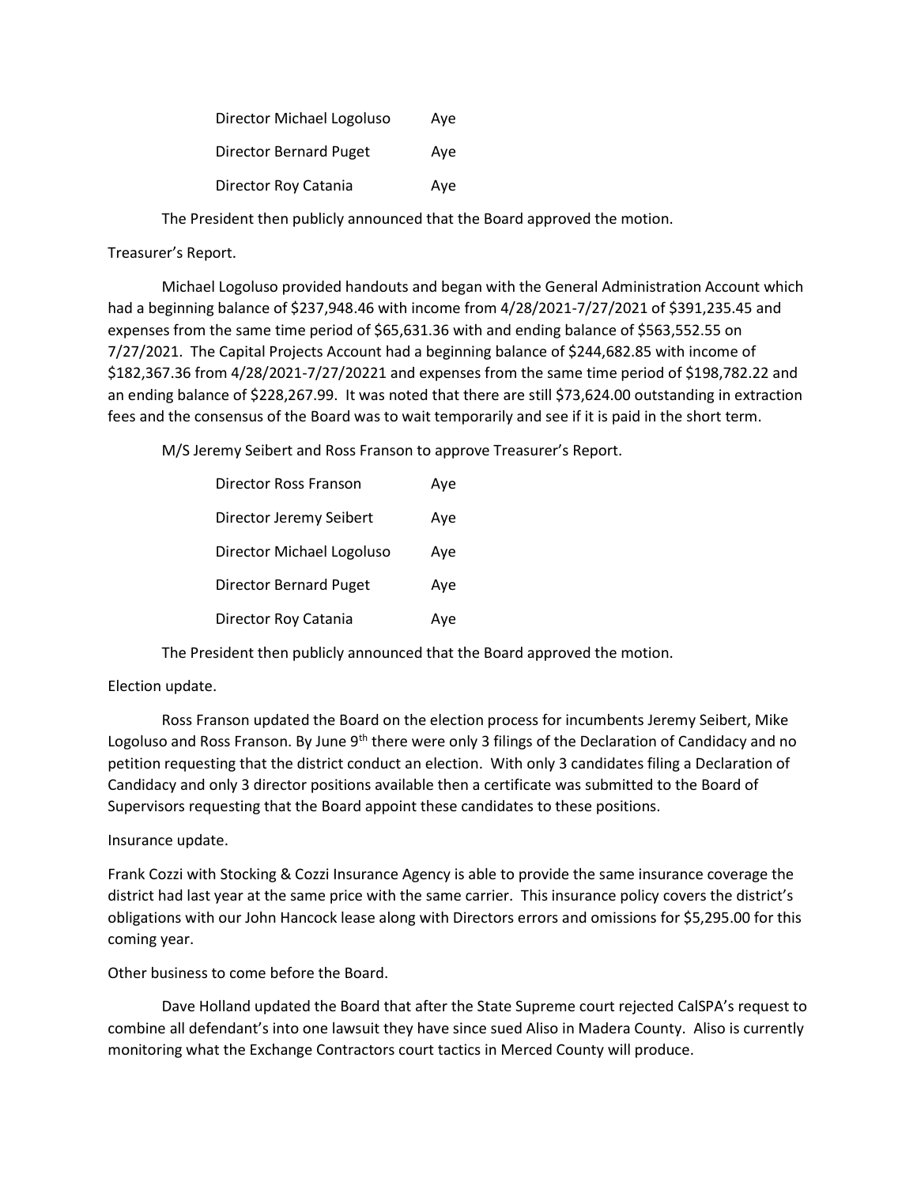| | |
|---|---|
| Director Michael Logoluso | Aye |
| Director Bernard Puget | Aye |
| Director Roy Catania | Aye |

The President then publicly announced that the Board approved the motion.

Treasurer's Report.

Michael Logoluso provided handouts and began with the General Administration Account which had a beginning balance of $237,948.46 with income from 4/28/2021-7/27/2021 of $391,235.45 and expenses from the same time period of $65,631.36 with and ending balance of $563,552.55 on 7/27/2021. The Capital Projects Account had a beginning balance of $244,682.85 with income of $182,367.36 from 4/28/2021-7/27/20221 and expenses from the same time period of $198,782.22 and an ending balance of $228,267.99. It was noted that there are still $73,624.00 outstanding in extraction fees and the consensus of the Board was to wait temporarily and see if it is paid in the short term.

M/S Jeremy Seibert and Ross Franson to approve Treasurer's Report.

| | |
|---|---|
| Director Ross Franson | Aye |
| Director Jeremy Seibert | Aye |
| Director Michael Logoluso | Aye |
| Director Bernard Puget | Aye |
| Director Roy Catania | Aye |

The President then publicly announced that the Board approved the motion.

Election update.

Ross Franson updated the Board on the election process for incumbents Jeremy Seibert, Mike Logoluso and Ross Franson. By June 9th there were only 3 filings of the Declaration of Candidacy and no petition requesting that the district conduct an election. With only 3 candidates filing a Declaration of Candidacy and only 3 director positions available then a certificate was submitted to the Board of Supervisors requesting that the Board appoint these candidates to these positions.

Insurance update.

Frank Cozzi with Stocking & Cozzi Insurance Agency is able to provide the same insurance coverage the district had last year at the same price with the same carrier. This insurance policy covers the district's obligations with our John Hancock lease along with Directors errors and omissions for $5,295.00 for this coming year.

Other business to come before the Board.

Dave Holland updated the Board that after the State Supreme court rejected CalSPA's request to combine all defendant's into one lawsuit they have since sued Aliso in Madera County. Aliso is currently monitoring what the Exchange Contractors court tactics in Merced County will produce.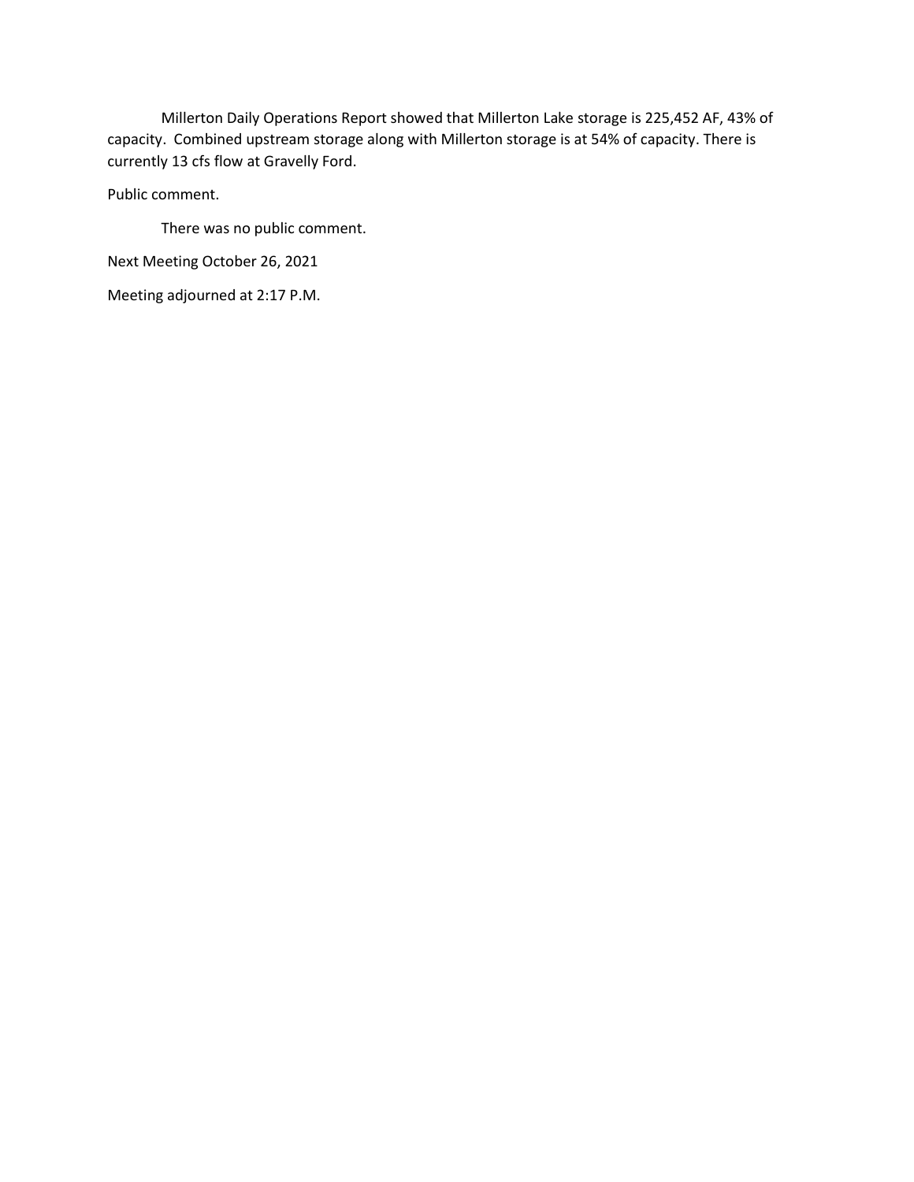Millerton Daily Operations Report showed that Millerton Lake storage is 225,452 AF, 43% of capacity. Combined upstream storage along with Millerton storage is at 54% of capacity. There is currently 13 cfs flow at Gravelly Ford.

Public comment.

There was no public comment.

Next Meeting October 26, 2021

Meeting adjourned at 2:17 P.M.